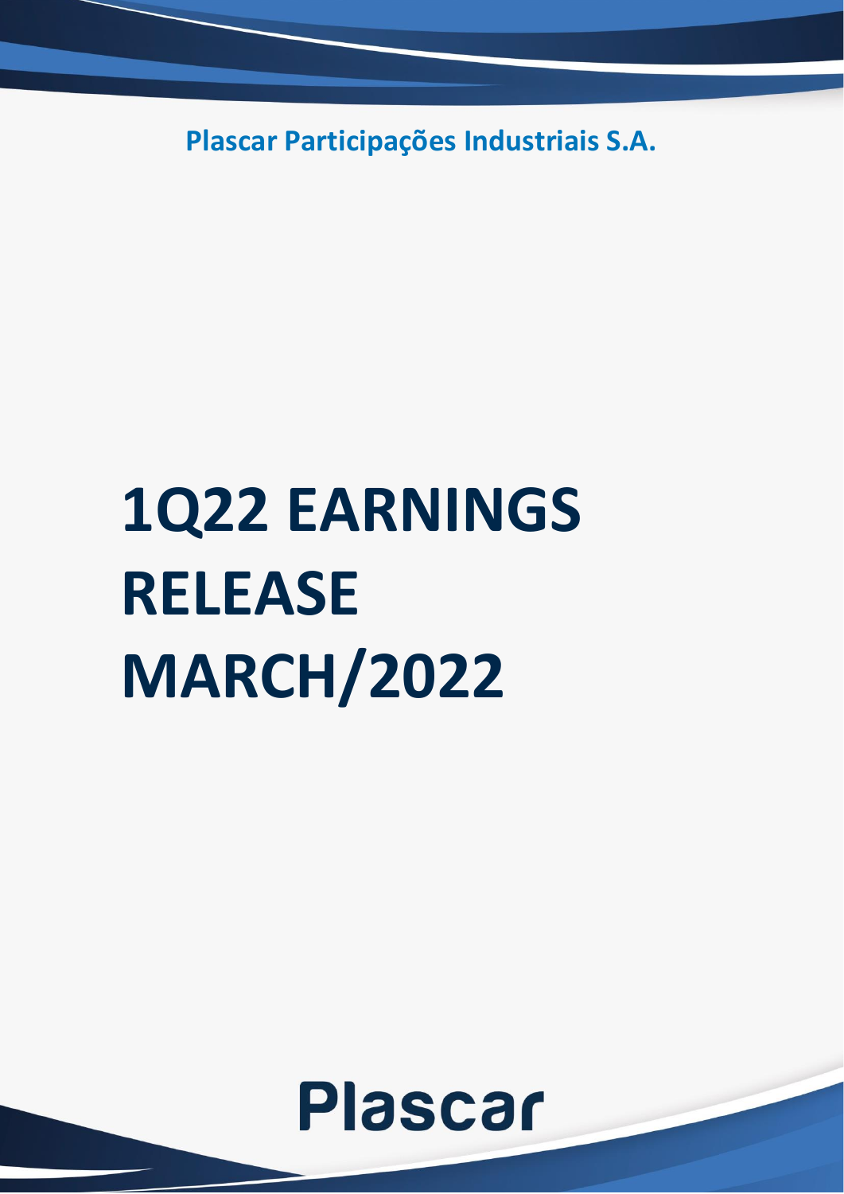**Plascar Participações Industriais S.A.**

# 1Q22 EARNINGS RELEASE MARCH/2022

Plascar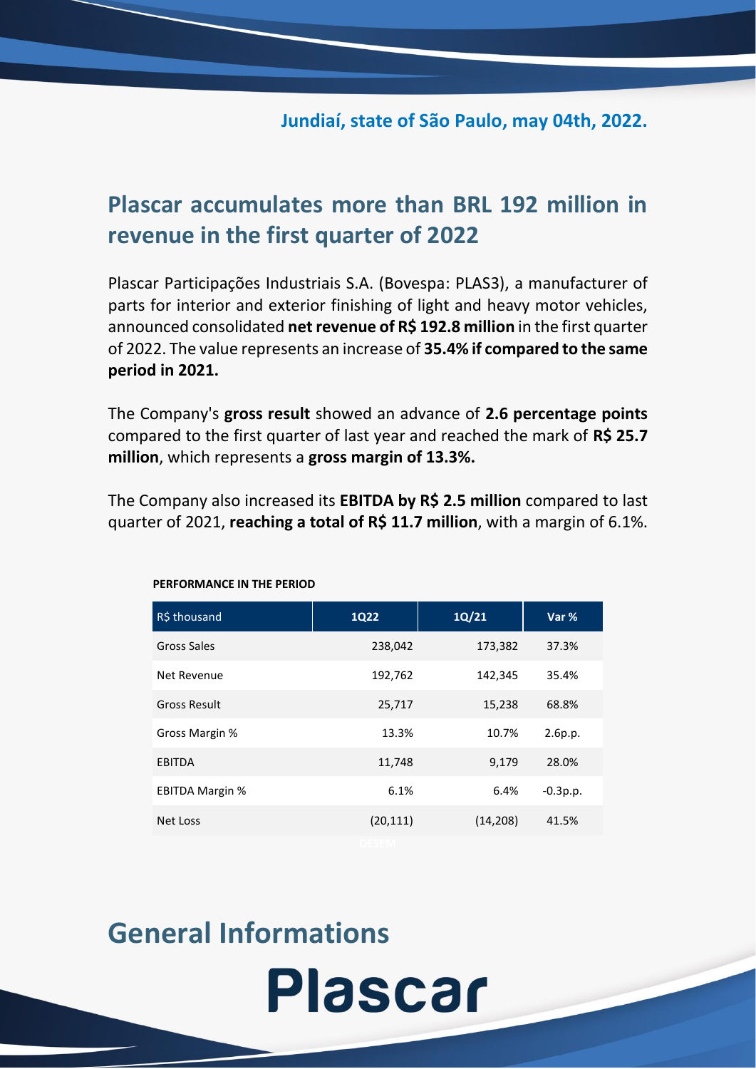Jundiaí, state of São Paulo, may 04th, 2022.

# Plascar accumulates more than BRL 192 million in revenue in the first quarter of 2022

Plascar Participações Industriais S.A. (Bovespa: PLAS3), a manufacturer of parts for interior and exterior finishing of light and heavy motor vehicles, announced consolidated **net revenue of R$ 192.8 million** in the first quarter of 2022. The value represents an increase of **35.4% if compared to the same period in 2021.**

The Company's **gross result** showed an advance of **2.6 percentage points** compared to the first quarter of last year and reached the mark of **R$ 25.7 million**, which represents a **gross margin of 13.3%.**

The Company also increased its **EBITDA by R$ 2.5 million** compared to last quarter of 2021, **reaching a total of R$ 11.7 million**, with a margin of 6.1%.

**PERFORMANCE IN THE PERIOD**

| R$ thousand | 1Q22 | 1Q/21 | Var % |
|---|---|---|---|
| Gross Sales | 238,042 | 173,382 | 37.3% |
| Net Revenue | 192,762 | 142,345 | 35.4% |
| Gross Result | 25,717 | 15,238 | 68.8% |
| Gross Margin % | 13.3% | 10.7% | 2.6p.p. |
| EBITDA | 11,748 | 9,179 | 28.0% |
| EBITDA Margin % | 6.1% | 6.4% | -0.3p.p. |
| Net Loss | (20,111) | (14,208) | 41.5% |

## General Informations

Plascar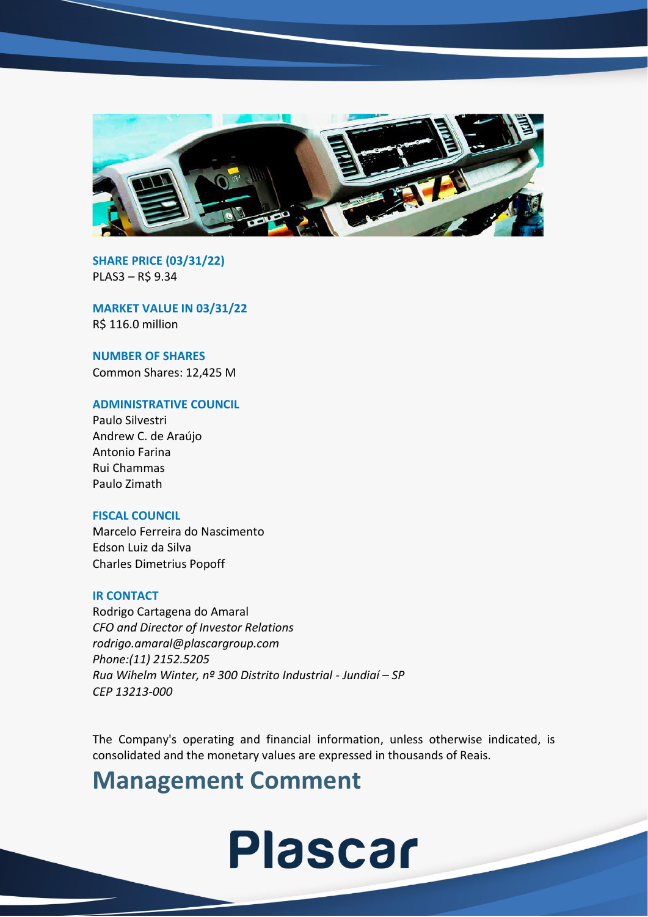**SHARE PRICE (03/31/22)**
PLAS3 – R$ 9.34

**MARKET VALUE IN 03/31/22**
R$ 116.0 million

**NUMBER OF SHARES**
Common Shares: 12,425 M

**ADMINISTRATIVE COUNCIL**
Paulo Silvestri
Andrew C. de Araújo
Antonio Farina
Rui Chammas
Paulo Zimath

**FISCAL COUNCIL**
Marcelo Ferreira do Nascimento
Edson Luiz da Silva
Charles Dimetrius Popoff

**IR CONTACT**
Rodrigo Cartagena do Amaral
*CFO and Director of Investor Relations*
*rodrigo.amaral@plascargroup.com*
*Phone:(11) 2152.5205*
*Rua Wihelm Winter, nº 300 Distrito Industrial - Jundiaí – SP*
*CEP 13213-000*

The Company's operating and financial information, unless otherwise indicated, is consolidated and the monetary values are expressed in thousands of Reais.

# Management Comment

Plascar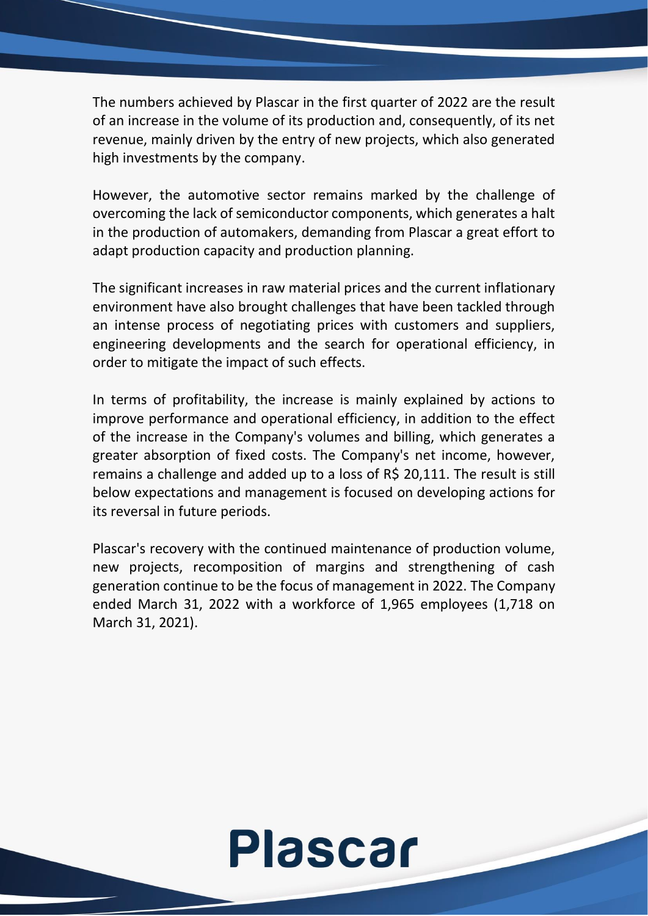The numbers achieved by Plascar in the first quarter of 2022 are the result of an increase in the volume of its production and, consequently, of its net revenue, mainly driven by the entry of new projects, which also generated high investments by the company.

However, the automotive sector remains marked by the challenge of overcoming the lack of semiconductor components, which generates a halt in the production of automakers, demanding from Plascar a great effort to adapt production capacity and production planning.

The significant increases in raw material prices and the current inflationary environment have also brought challenges that have been tackled through an intense process of negotiating prices with customers and suppliers, engineering developments and the search for operational efficiency, in order to mitigate the impact of such effects.

In terms of profitability, the increase is mainly explained by actions to improve performance and operational efficiency, in addition to the effect of the increase in the Company's volumes and billing, which generates a greater absorption of fixed costs. The Company's net income, however, remains a challenge and added up to a loss of R$ 20,111. The result is still below expectations and management is focused on developing actions for its reversal in future periods.

Plascar's recovery with the continued maintenance of production volume, new projects, recomposition of margins and strengthening of cash generation continue to be the focus of management in 2022. The Company ended March 31, 2022 with a workforce of 1,965 employees (1,718 on March 31, 2021).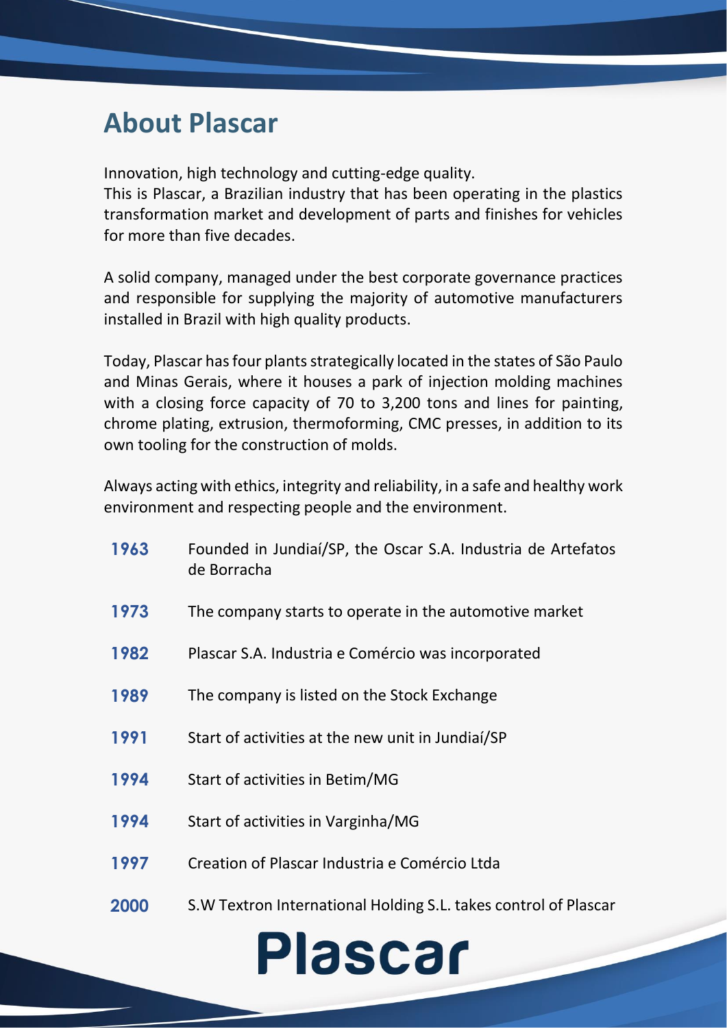# About Plascar

Innovation, high technology and cutting-edge quality.
This is Plascar, a Brazilian industry that has been operating in the plastics transformation market and development of parts and finishes for vehicles for more than five decades.

A solid company, managed under the best corporate governance practices and responsible for supplying the majority of automotive manufacturers installed in Brazil with high quality products.

Today, Plascar has four plants strategically located in the states of São Paulo and Minas Gerais, where it houses a park of injection molding machines with a closing force capacity of 70 to 3,200 tons and lines for painting, chrome plating, extrusion, thermoforming, CMC presses, in addition to its own tooling for the construction of molds.

Always acting with ethics, integrity and reliability, in a safe and healthy work environment and respecting people and the environment.

| | |
|---|---|
| **1963** | Founded in Jundiaí/SP, the Oscar S.A. Industria de Artefatos de Borracha |
| **1973** | The company starts to operate in the automotive market |
| **1982** | Plascar S.A. Industria e Comércio was incorporated |
| **1989** | The company is listed on the Stock Exchange |
| **1991** | Start of activities at the new unit in Jundiaí/SP |
| **1994** | Start of activities in Betim/MG |
| **1994** | Start of activities in Varginha/MG |
| **1997** | Creation of Plascar Industria e Comércio Ltda |
| **2000** | S.W Textron International Holding S.L. takes control of Plascar |

Plascar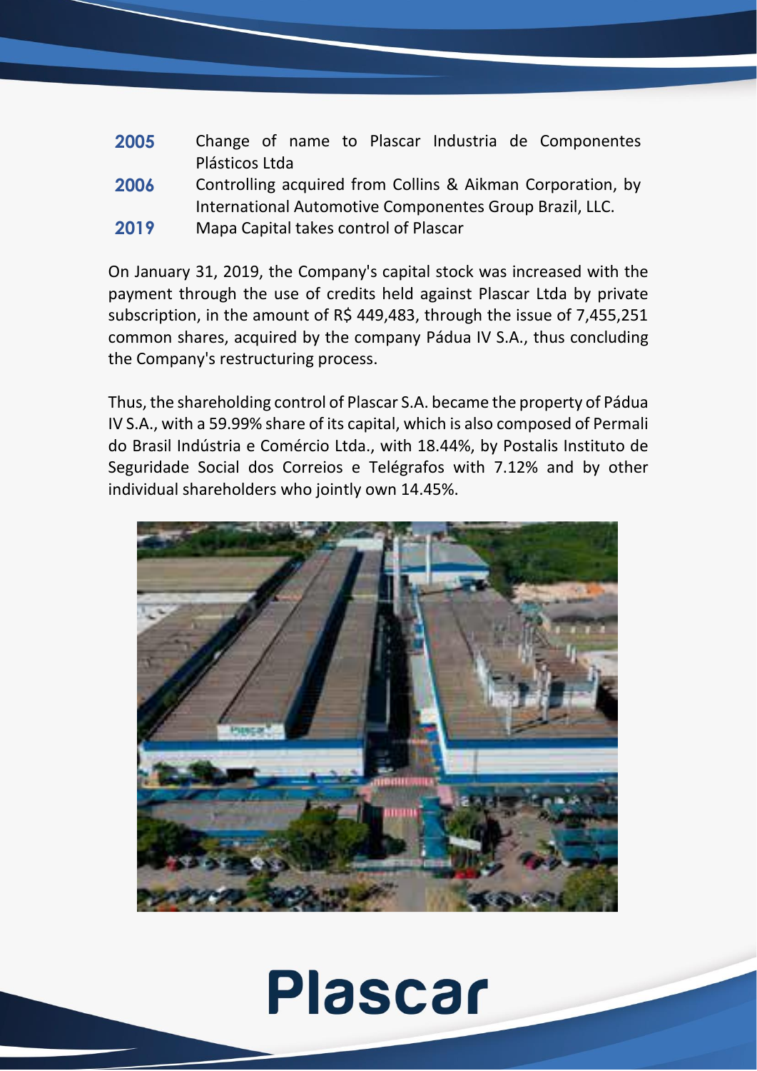| | |
|---|---|
| **2005** | Change of name to Plascar Industria de Componentes Plásticos Ltda |
| **2006** | Controlling acquired from Collins & Aikman Corporation, by International Automotive Componentes Group Brazil, LLC. |
| **2019** | Mapa Capital takes control of Plascar |

On January 31, 2019, the Company's capital stock was increased with the payment through the use of credits held against Plascar Ltda by private subscription, in the amount of R$ 449,483, through the issue of 7,455,251 common shares, acquired by the company Pádua IV S.A., thus concluding the Company's restructuring process.

Thus, the shareholding control of Plascar S.A. became the property of Pádua IV S.A., with a 59.99% share of its capital, which is also composed of Permali do Brasil Indústria e Comércio Ltda., with 18.44%, by Postalis Instituto de Seguridade Social dos Correios e Telégrafos with 7.12% and by other individual shareholders who jointly own 14.45%.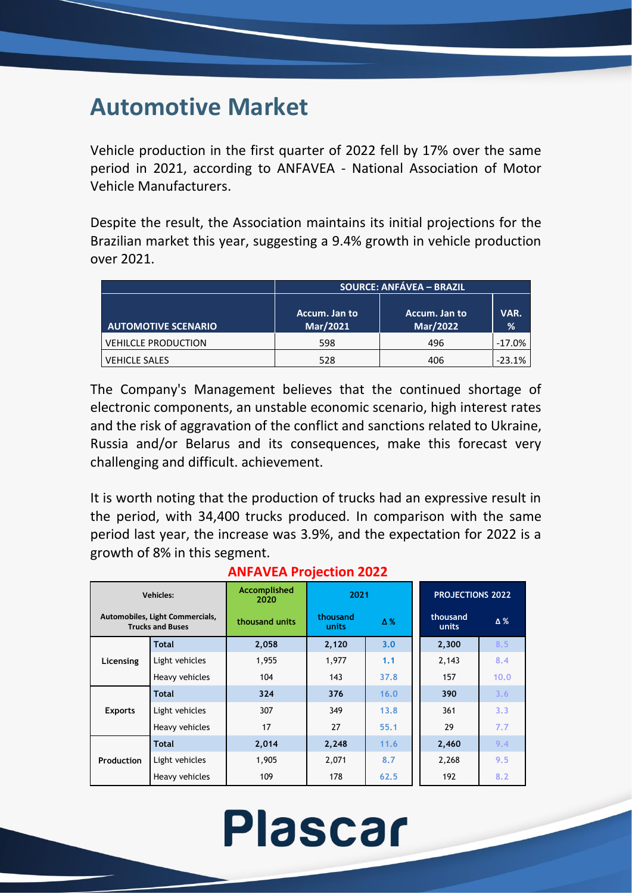# Automotive Market

Vehicle production in the first quarter of 2022 fell by 17% over the same period in 2021, according to ANFAVEA - National Association of Motor Vehicle Manufacturers.

Despite the result, the Association maintains its initial projections for the Brazilian market this year, suggesting a 9.4% growth in vehicle production over 2021.

| | SOURCE: ANFÁVEA – BRAZIL | | |
|---|---|---|---|
| AUTOMOTIVE SCENARIO | Accum. Jan to Mar/2021 | Accum. Jan to Mar/2022 | VAR. % |
| VEHILCLE PRODUCTION | 598 | 496 | -17.0% |
| VEHICLE SALES | 528 | 406 | -23.1% |

The Company's Management believes that the continued shortage of electronic components, an unstable economic scenario, high interest rates and the risk of aggravation of the conflict and sanctions related to Ukraine, Russia and/or Belarus and its consequences, make this forecast very challenging and difficult. achievement.

It is worth noting that the production of trucks had an expressive result in the period, with 34,400 trucks produced. In comparison with the same period last year, the increase was 3.9%, and the expectation for 2022 is a growth of 8% in this segment.

**ANFAVEA Projection 2022**

| Vehicles: Automobiles, Light Commercials, Trucks and Buses | | Accomplished 2020 | 2021 | | PROJECTIONS 2022 | |
|---|---|---|---|---|---|---|
| | | thousand units | thousand units | Δ % | thousand units | Δ % |
| Licensing | Total | 2,058 | 2,120 | 3.0 | 2,300 | 8.5 |
| | Light vehicles | 1,955 | 1,977 | 1.1 | 2,143 | 8.4 |
| | Heavy vehicles | 104 | 143 | 37.8 | 157 | 10.0 |
| Exports | Total | 324 | 376 | 16.0 | 390 | 3.6 |
| | Light vehicles | 307 | 349 | 13.8 | 361 | 3.3 |
| | Heavy vehicles | 17 | 27 | 55.1 | 29 | 7.7 |
| Production | Total | 2,014 | 2,248 | 11.6 | 2,460 | 9.4 |
| | Light vehicles | 1,905 | 2,071 | 8.7 | 2,268 | 9.5 |
| | Heavy vehicles | 109 | 178 | 62.5 | 192 | 8.2 |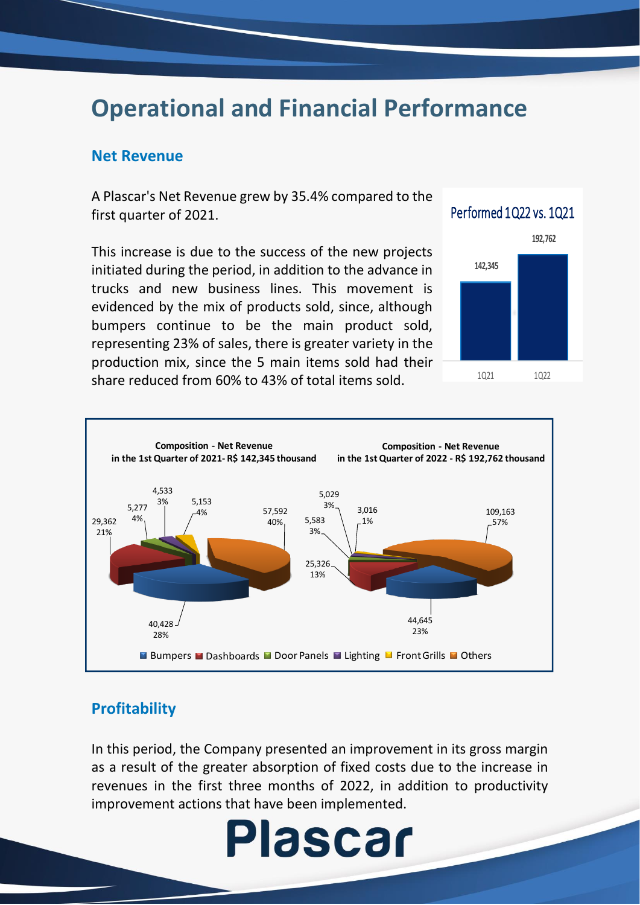# Operational and Financial Performance

## Net Revenue

A Plascar's Net Revenue grew by 35.4% compared to the first quarter of 2021.

This increase is due to the success of the new projects initiated during the period, in addition to the advance in trucks and new business lines. This movement is evidenced by the mix of products sold, since, although bumpers continue to be the main product sold, representing 23% of sales, there is greater variety in the production mix, since the 5 main items sold had their share reduced from 60% to 43% of total items sold.

Performed 1Q22 vs. 1Q21

| | 1Q21 | 1Q22 |
|---|---|---|
| Net Revenue | 142,345 | 192,762 |

**Composition - Net Revenue in the 1st Quarter of 2021 - R$ 142,345 thousand**

| Product | R$ thousand | % |
|---|---|---|
| Bumpers | 40,428 | 28% |
| Dashboards | 29,362 | 21% |
| Door Panels | 5,277 | 4% |
| Lighting | 4,533 | 3% |
| Front Grills | 5,153 | 4% |
| Others | 57,592 | 40% |

**Composition - Net Revenue in the 1st Quarter of 2022 - R$ 192,762 thousand**

| Product | R$ thousand | % |
|---|---|---|
| Bumpers | 44,645 | 23% |
| Dashboards | 25,326 | 13% |
| Door Panels | 5,583 | 3% |
| Lighting | 5,029 | 3% |
| Front Grills | 3,016 | 1% |
| Others | 109,163 | 57% |

## Profitability

In this period, the Company presented an improvement in its gross margin as a result of the greater absorption of fixed costs due to the increase in revenues in the first three months of 2022, in addition to productivity improvement actions that have been implemented.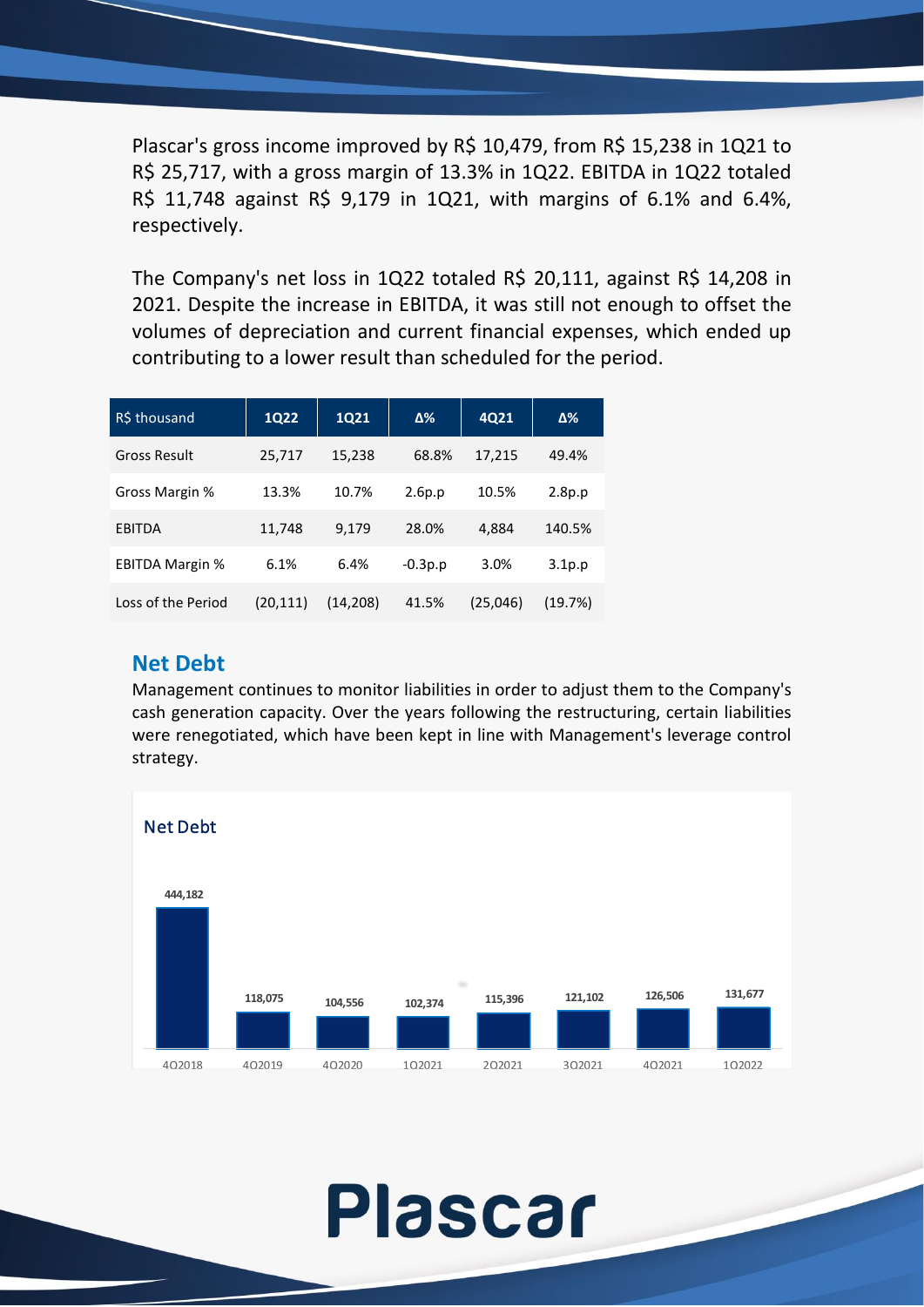Plascar's gross income improved by R$ 10,479, from R$ 15,238 in 1Q21 to R$ 25,717, with a gross margin of 13.3% in 1Q22. EBITDA in 1Q22 totaled R$ 11,748 against R$ 9,179 in 1Q21, with margins of 6.1% and 6.4%, respectively.

The Company's net loss in 1Q22 totaled R$ 20,111, against R$ 14,208 in 2021. Despite the increase in EBITDA, it was still not enough to offset the volumes of depreciation and current financial expenses, which ended up contributing to a lower result than scheduled for the period.

| R$ thousand | 1Q22 | 1Q21 | Δ% | 4Q21 | Δ% |
|---|---|---|---|---|---|
| Gross Result | 25,717 | 15,238 | 68.8% | 17,215 | 49.4% |
| Gross Margin % | 13.3% | 10.7% | 2.6p.p | 10.5% | 2.8p.p |
| EBITDA | 11,748 | 9,179 | 28.0% | 4,884 | 140.5% |
| EBITDA Margin % | 6.1% | 6.4% | -0.3p.p | 3.0% | 3.1p.p |
| Loss of the Period | (20,111) | (14,208) | 41.5% | (25,046) | (19.7%) |

## Net Debt

Management continues to monitor liabilities in order to adjust them to the Company's cash generation capacity. Over the years following the restructuring, certain liabilities were renegotiated, which have been kept in line with Management's leverage control strategy.

**Net Debt**

| 4Q2018 | 4Q2019 | 4Q2020 | 1Q2021 | 2Q2021 | 3Q2021 | 4Q2021 | 1Q2022 |
|---|---|---|---|---|---|---|---|
| 444,182 | 118,075 | 104,556 | 102,374 | 115,396 | 121,102 | 126,506 | 131,677 |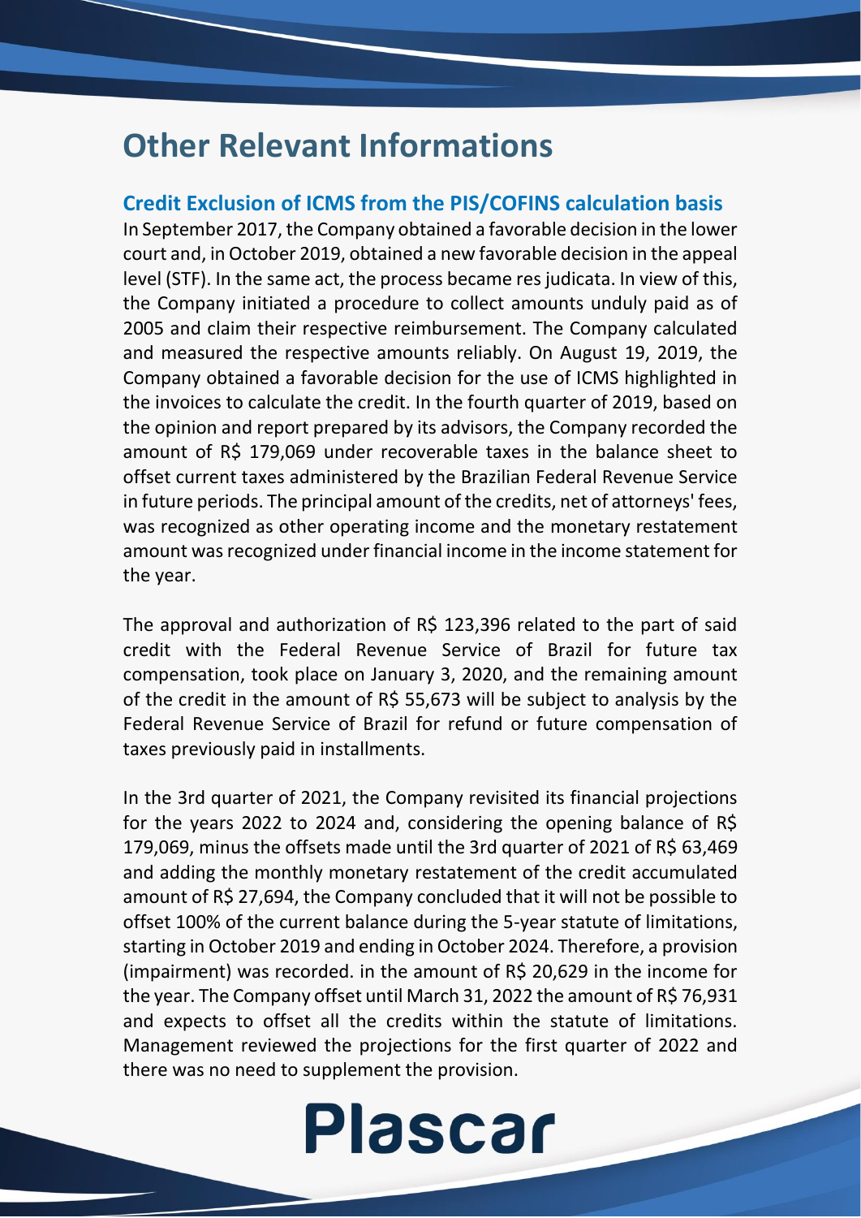# Other Relevant Informations

## Credit Exclusion of ICMS from the PIS/COFINS calculation basis

In September 2017, the Company obtained a favorable decision in the lower court and, in October 2019, obtained a new favorable decision in the appeal level (STF). In the same act, the process became res judicata. In view of this, the Company initiated a procedure to collect amounts unduly paid as of 2005 and claim their respective reimbursement. The Company calculated and measured the respective amounts reliably. On August 19, 2019, the Company obtained a favorable decision for the use of ICMS highlighted in the invoices to calculate the credit. In the fourth quarter of 2019, based on the opinion and report prepared by its advisors, the Company recorded the amount of R$ 179,069 under recoverable taxes in the balance sheet to offset current taxes administered by the Brazilian Federal Revenue Service in future periods. The principal amount of the credits, net of attorneys' fees, was recognized as other operating income and the monetary restatement amount was recognized under financial income in the income statement for the year.

The approval and authorization of R$ 123,396 related to the part of said credit with the Federal Revenue Service of Brazil for future tax compensation, took place on January 3, 2020, and the remaining amount of the credit in the amount of R$ 55,673 will be subject to analysis by the Federal Revenue Service of Brazil for refund or future compensation of taxes previously paid in installments.

In the 3rd quarter of 2021, the Company revisited its financial projections for the years 2022 to 2024 and, considering the opening balance of R$ 179,069, minus the offsets made until the 3rd quarter of 2021 of R$ 63,469 and adding the monthly monetary restatement of the credit accumulated amount of R$ 27,694, the Company concluded that it will not be possible to offset 100% of the current balance during the 5-year statute of limitations, starting in October 2019 and ending in October 2024. Therefore, a provision (impairment) was recorded. in the amount of R$ 20,629 in the income for the year. The Company offset until March 31, 2022 the amount of R$ 76,931 and expects to offset all the credits within the statute of limitations. Management reviewed the projections for the first quarter of 2022 and there was no need to supplement the provision.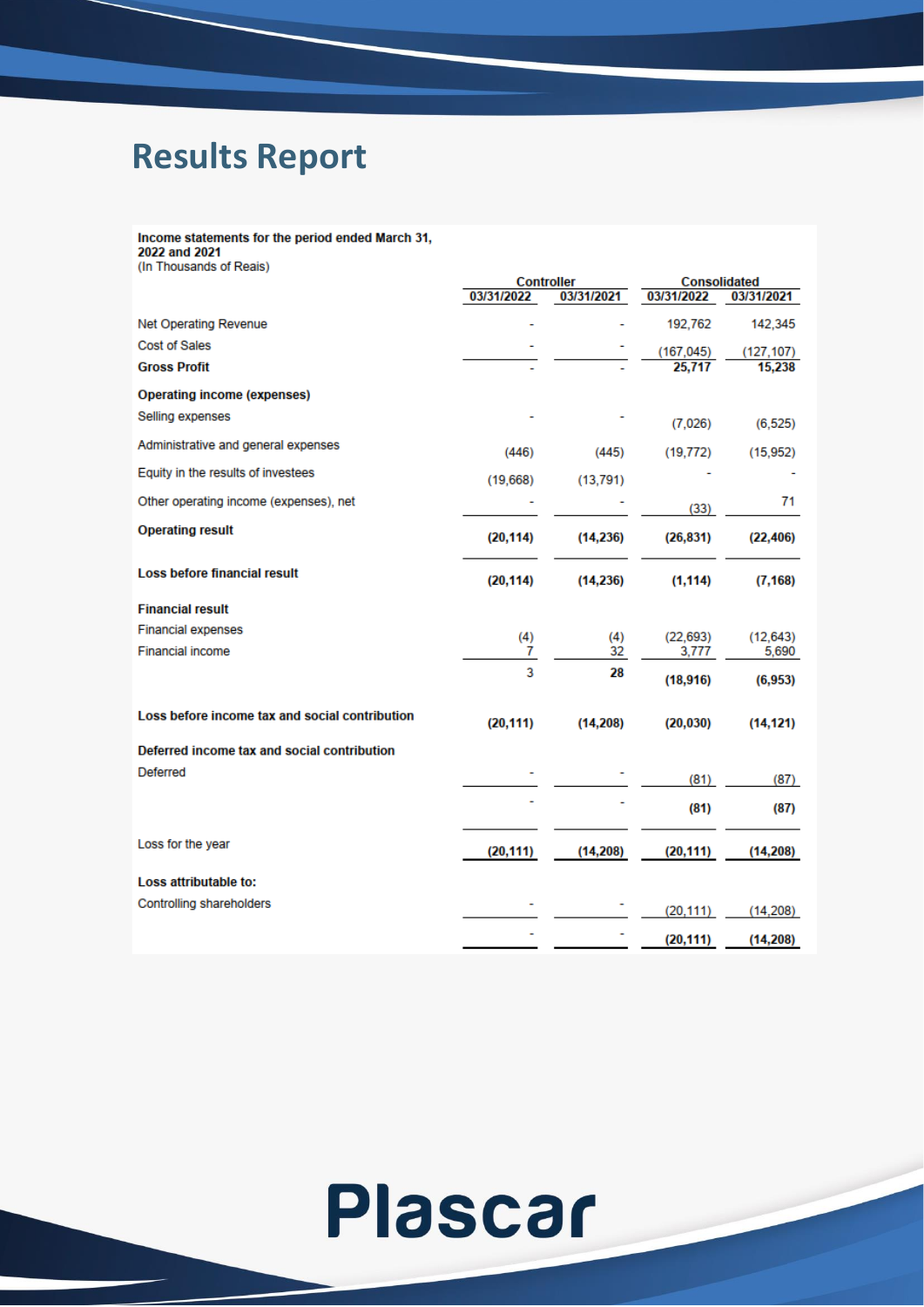# Results Report

**Income statements for the period ended March 31, 2022 and 2021**
(In Thousands of Reais)

| | Controller | | Consolidated | |
|---|---|---|---|---|
| | 03/31/2022 | 03/31/2021 | 03/31/2022 | 03/31/2021 |
| Net Operating Revenue | - | - | 192,762 | 142,345 |
| Cost of Sales | - | - | (167,045) | (127,107) |
| **Gross Profit** | - | - | **25,717** | **15,238** |
| **Operating income (expenses)** | | | | |
| Selling expenses | - | - | (7,026) | (6,525) |
| Administrative and general expenses | (446) | (445) | (19,772) | (15,952) |
| Equity in the results of investees | (19,668) | (13,791) | - | - |
| Other operating income (expenses), net | - | - | (33) | 71 |
| **Operating result** | **(20,114)** | **(14,236)** | **(26,831)** | **(22,406)** |
| **Loss before financial result** | **(20,114)** | **(14,236)** | **(1,114)** | **(7,168)** |
| **Financial result** | | | | |
| Financial expenses | (4) | (4) | (22,693) | (12,643) |
| Financial income | 7 | 32 | 3,777 | 5,690 |
| | 3 | **28** | **(18,916)** | **(6,953)** |
| **Loss before income tax and social contribution** | **(20,111)** | **(14,208)** | **(20,030)** | **(14,121)** |
| **Deferred income tax and social contribution** | | | | |
| Deferred | - | - | (81) | (87) |
| | - | - | **(81)** | **(87)** |
| Loss for the year | **(20,111)** | **(14,208)** | **(20,111)** | **(14,208)** |
| **Loss attributable to:** | | | | |
| Controlling shareholders | - | - | (20,111) | (14,208) |
| | - | - | **(20,111)** | **(14,208)** |

Plascar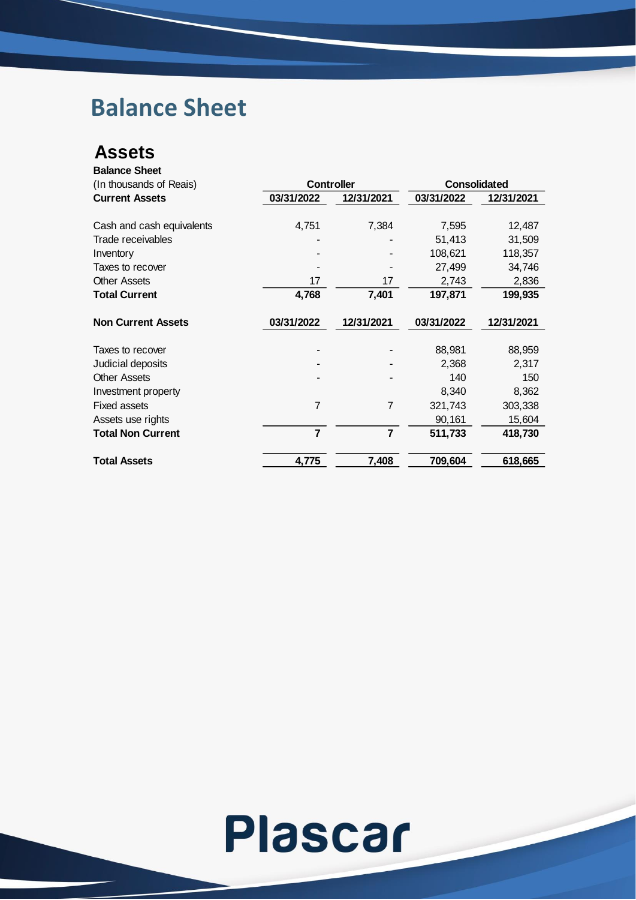# Balance Sheet

## Assets

| **Balance Sheet** | | | | |
|---|---|---|---|---|
| (In thousands of Reais) | **Controller** | | **Consolidated** | |
| **Current Assets** | **03/31/2022** | **12/31/2021** | **03/31/2022** | **12/31/2021** |
| Cash and cash equivalents | 4,751 | 7,384 | 7,595 | 12,487 |
| Trade receivables | - | - | 51,413 | 31,509 |
| Inventory | - | - | 108,621 | 118,357 |
| Taxes to recover | - | - | 27,499 | 34,746 |
| Other Assets | 17 | 17 | 2,743 | 2,836 |
| **Total Current** | **4,768** | **7,401** | **197,871** | **199,935** |
| **Non Current Assets** | **03/31/2022** | **12/31/2021** | **03/31/2022** | **12/31/2021** |
| Taxes to recover | - | - | 88,981 | 88,959 |
| Judicial deposits | - | - | 2,368 | 2,317 |
| Other Assets | - | - | 140 | 150 |
| Investment property | | | 8,340 | 8,362 |
| Fixed assets | 7 | 7 | 321,743 | 303,338 |
| Assets use rights | | | 90,161 | 15,604 |
| **Total Non Current** | **7** | **7** | **511,733** | **418,730** |
| **Total Assets** | **4,775** | **7,408** | **709,604** | **618,665** |

Plascar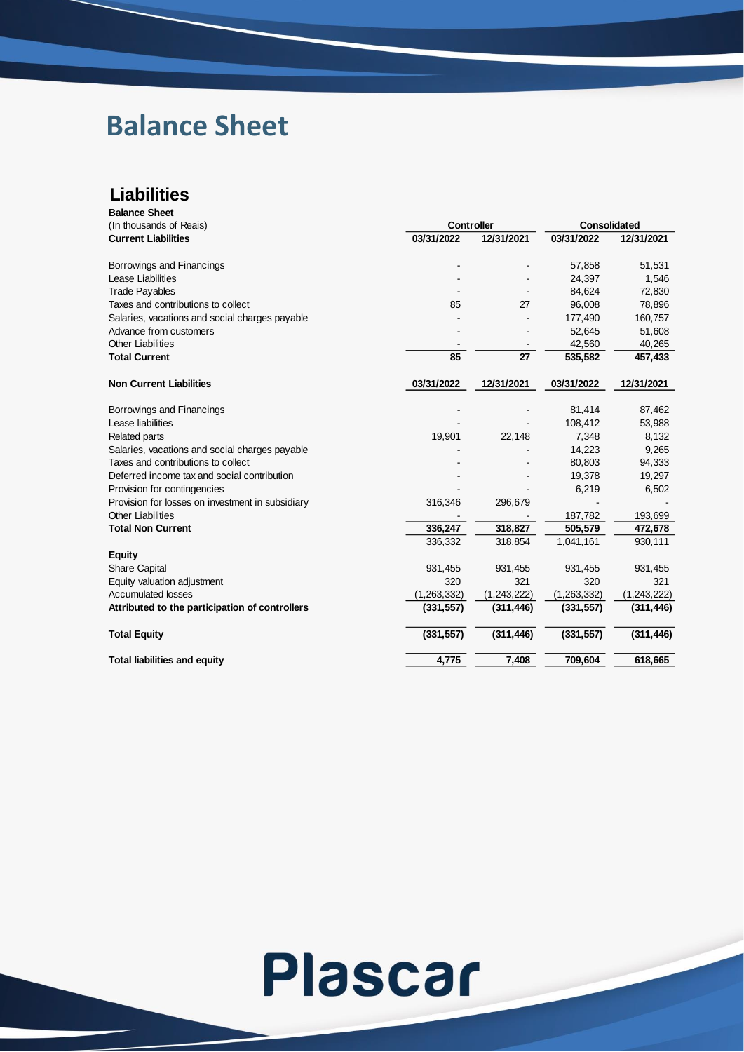# Balance Sheet

## Liabilities

**Balance Sheet**

| (In thousands of Reais) | Controller | | Consolidated | |
|---|---|---|---|---|
| **Current Liabilities** | **03/31/2022** | **12/31/2021** | **03/31/2022** | **12/31/2021** |
| Borrowings and Financings | - | - | 57,858 | 51,531 |
| Lease Liabilities | - | - | 24,397 | 1,546 |
| Trade Payables | - | - | 84,624 | 72,830 |
| Taxes and contributions to collect | 85 | 27 | 96,008 | 78,896 |
| Salaries, vacations and social charges payable | - | - | 177,490 | 160,757 |
| Advance from customers | - | - | 52,645 | 51,608 |
| Other Liabilities | - | - | 42,560 | 40,265 |
| **Total Current** | **85** | **27** | **535,582** | **457,433** |
| **Non Current Liabilities** | **03/31/2022** | **12/31/2021** | **03/31/2022** | **12/31/2021** |
| Borrowings and Financings | - | - | 81,414 | 87,462 |
| Lease liabilities | - | - | 108,412 | 53,988 |
| Related parts | 19,901 | 22,148 | 7,348 | 8,132 |
| Salaries, vacations and social charges payable | - | - | 14,223 | 9,265 |
| Taxes and contributions to collect | - | - | 80,803 | 94,333 |
| Deferred income tax and social contribution | - | - | 19,378 | 19,297 |
| Provision for contingencies | - | - | 6,219 | 6,502 |
| Provision for losses on investment in subsidiary | 316,346 | 296,679 | - | - |
| Other Liabilities | - | - | 187,782 | 193,699 |
| **Total Non Current** | **336,247** | **318,827** | **505,579** | **472,678** |
| | 336,332 | 318,854 | 1,041,161 | 930,111 |
| **Equity** | | | | |
| Share Capital | 931,455 | 931,455 | 931,455 | 931,455 |
| Equity valuation adjustment | 320 | 321 | 320 | 321 |
| Accumulated losses | (1,263,332) | (1,243,222) | (1,263,332) | (1,243,222) |
| **Attributed to the participation of controllers** | **(331,557)** | **(311,446)** | **(331,557)** | **(311,446)** |
| **Total Equity** | **(331,557)** | **(311,446)** | **(331,557)** | **(311,446)** |
| **Total liabilities and equity** | **4,775** | **7,408** | **709,604** | **618,665** |

Plascar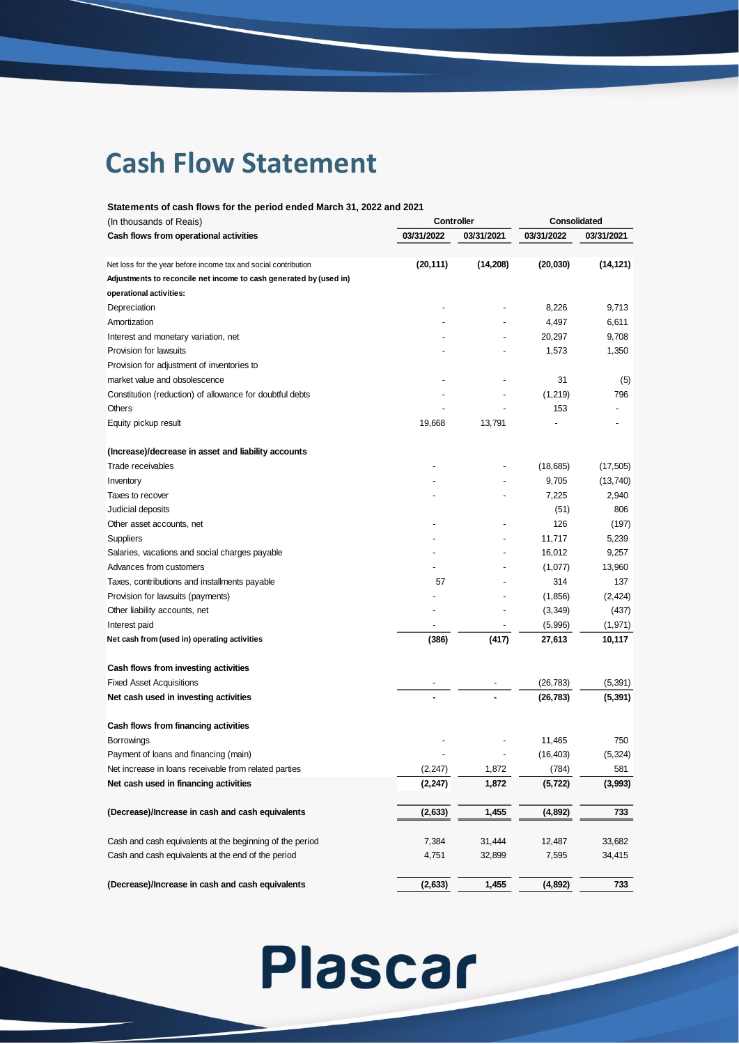# Cash Flow Statement

**Statements of cash flows for the period ended March 31, 2022 and 2021**

| (In thousands of Reais) | Controller | | Consolidated | |
|---|---|---|---|---|
| **Cash flows from operational activities** | **03/31/2022** | **03/31/2021** | **03/31/2022** | **03/31/2021** |
| Net loss for the year before income tax and social contribution | **(20,111)** | **(14,208)** | **(20,030)** | **(14,121)** |
| **Adjustments to reconcile net income to cash generated by (used in) operational activities:** | | | | |
| Depreciation | - | - | 8,226 | 9,713 |
| Amortization | - | - | 4,497 | 6,611 |
| Interest and monetary variation, net | - | - | 20,297 | 9,708 |
| Provision for lawsuits | - | - | 1,573 | 1,350 |
| Provision for adjustment of inventories to market value and obsolescence | - | - | 31 | (5) |
| Constitution (reduction) of allowance for doubtful debts | - | - | (1,219) | 796 |
| Others | - | - | 153 | - |
| Equity pickup result | 19,668 | 13,791 | - | - |
| **(Increase)/decrease in asset and liability accounts** | | | | |
| Trade receivables | - | - | (18,685) | (17,505) |
| Inventory | - | - | 9,705 | (13,740) |
| Taxes to recover | - | - | 7,225 | 2,940 |
| Judicial deposits | | | (51) | 806 |
| Other asset accounts, net | - | - | 126 | (197) |
| Suppliers | - | - | 11,717 | 5,239 |
| Salaries, vacations and social charges payable | - | - | 16,012 | 9,257 |
| Advances from customers | - | - | (1,077) | 13,960 |
| Taxes, contributions and installments payable | 57 | - | 314 | 137 |
| Provision for lawsuits (payments) | - | - | (1,856) | (2,424) |
| Other liability accounts, net | - | - | (3,349) | (437) |
| Interest paid | - | - | (5,996) | (1,971) |
| **Net cash from (used in) operating activities** | **(386)** | **(417)** | **27,613** | **10,117** |
| **Cash flows from investing activities** | | | | |
| Fixed Asset Acquisitions | - | - | (26,783) | (5,391) |
| **Net cash used in investing activities** | **-** | **-** | **(26,783)** | **(5,391)** |
| **Cash flows from financing activities** | | | | |
| Borrowings | - | - | 11,465 | 750 |
| Payment of loans and financing (main) | - | - | (16,403) | (5,324) |
| Net increase in loans receivable from related parties | (2,247) | 1,872 | (784) | 581 |
| **Net cash used in financing activities** | **(2,247)** | **1,872** | **(5,722)** | **(3,993)** |
| **(Decrease)/Increase in cash and cash equivalents** | **(2,633)** | **1,455** | **(4,892)** | **733** |
| Cash and cash equivalents at the beginning of the period | 7,384 | 31,444 | 12,487 | 33,682 |
| Cash and cash equivalents at the end of the period | 4,751 | 32,899 | 7,595 | 34,415 |
| **(Decrease)/Increase in cash and cash equivalents** | **(2,633)** | **1,455** | **(4,892)** | **733** |

Plascar